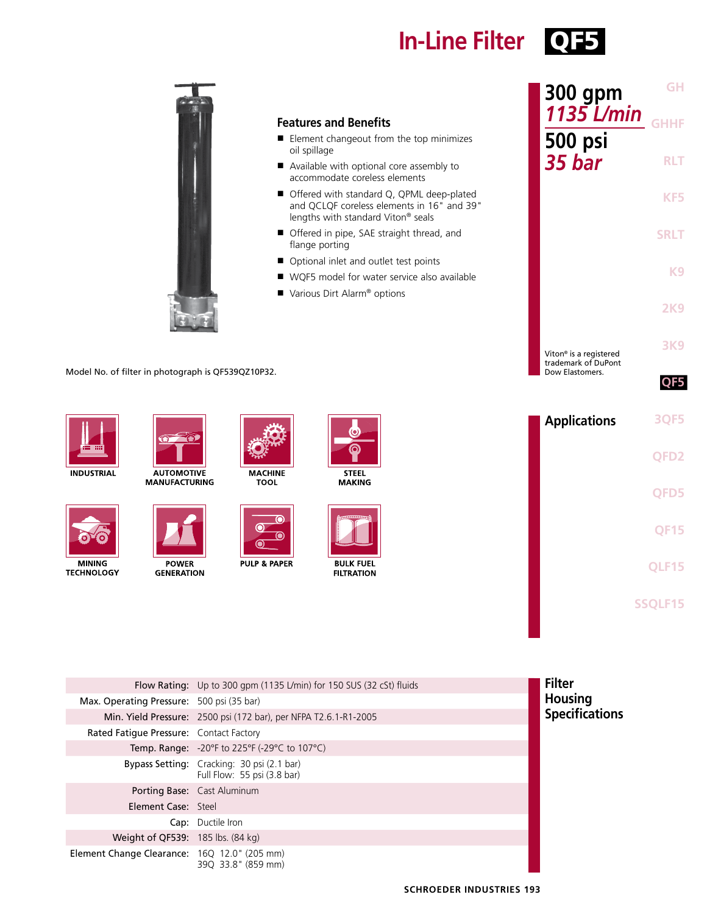# In-Line Filter QF5

**300 gpm**
***1135 L/min***

**500 psi**
***35 bar***

## Features and Benefits

- Element changeout from the top minimizes oil spillage
- Available with optional core assembly to accommodate coreless elements
- Offered with standard Q, QPML deep-plated and QCLQF coreless elements in 16" and 39" lengths with standard Viton® seals
- Offered in pipe, SAE straight thread, and flange porting
- Optional inlet and outlet test points
- WQF5 model for water service also available
- Various Dirt Alarm® options

Viton® is a registered trademark of DuPont Dow Elastomers.

Model No. of filter in photograph is QF539QZ10P32.

## Applications

INDUSTRIAL
AUTOMOTIVE MANUFACTURING
MACHINE TOOL
STEEL MAKING
MINING TECHNOLOGY
POWER GENERATION
PULP & PAPER
BULK FUEL FILTRATION

## Filter Housing Specifications

| | |
|---|---|
| Flow Rating: | Up to 300 gpm (1135 L/min) for 150 SUS (32 cSt) fluids |
| Max. Operating Pressure: | 500 psi (35 bar) |
| Min. Yield Pressure: | 2500 psi (172 bar), per NFPA T2.6.1-R1-2005 |
| Rated Fatigue Pressure: | Contact Factory |
| Temp. Range: | -20°F to 225°F (-29°C to 107°C) |
| Bypass Setting: | Cracking: 30 psi (2.1 bar)<br>Full Flow: 55 psi (3.8 bar) |
| Porting Base: | Cast Aluminum |
| Element Case: | Steel |
| Cap: | Ductile Iron |
| Weight of QF539: | 185 lbs. (84 kg) |
| Element Change Clearance: | 16Q 12.0" (205 mm)<br>39Q 33.8" (859 mm) |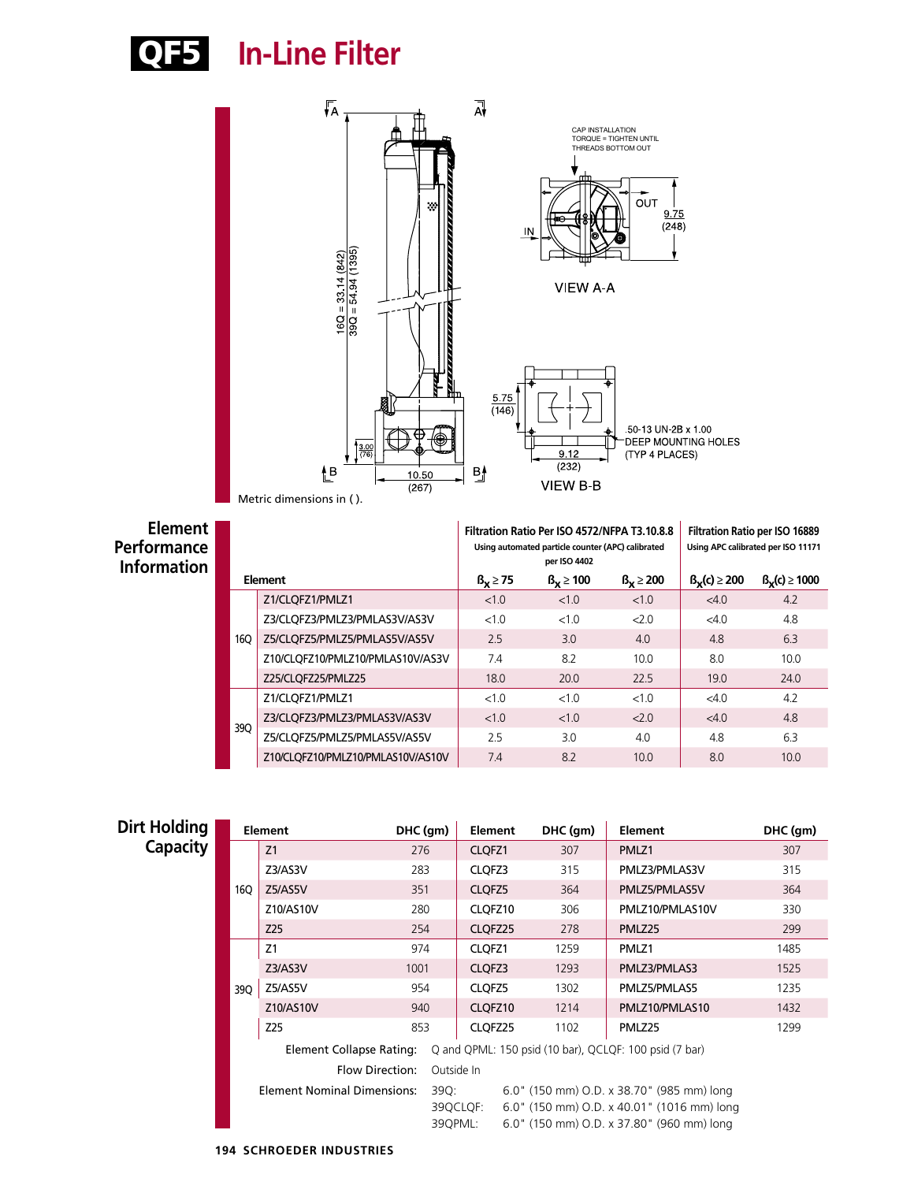# QF5 In-Line Filter

CAP INSTALLATION TORQUE = TIGHTEN UNTIL THREADS BOTTOM OUT

A A

16Q = 33.14 (842)
39Q = 54.94 (1395)

IN OUT

9.75 (248)

VIEW A-A

3.00 (76)

B B

10.50 (267)

5.75 (146)

9.12 (232)

.50-13 UN-2B x 1.00 DEEP MOUNTING HOLES (TYP 4 PLACES)

VIEW B-B

Metric dimensions in ( ).

## Element Performance Information

| | Element | Filtration Ratio Per ISO 4572/NFPA T3.10.8.8 Using automated particle counter (APC) calibrated per ISO 4402 | | | Filtration Ratio per ISO 16889 Using APC calibrated per ISO 11171 | |
|---|---|---|---|---|---|---|
| | | $\beta_x \geq 75$ | $\beta_x \geq 100$ | $\beta_x \geq 200$ | $\beta_x(c) \geq 200$ | $\beta_x(c) \geq 1000$ |
| 16Q | Z1/CLQFZ1/PMLZ1 | <1.0 | <1.0 | <1.0 | <4.0 | 4.2 |
| | Z3/CLQFZ3/PMLZ3/PMLAS3V/AS3V | <1.0 | <1.0 | <2.0 | <4.0 | 4.8 |
| | Z5/CLQFZ5/PMLZ5/PMLAS5V/AS5V | 2.5 | 3.0 | 4.0 | 4.8 | 6.3 |
| | Z10/CLQFZ10/PMLZ10/PMLAS10V/AS3V | 7.4 | 8.2 | 10.0 | 8.0 | 10.0 |
| | Z25/CLQFZ25/PMLZ25 | 18.0 | 20.0 | 22.5 | 19.0 | 24.0 |
| 39Q | Z1/CLQFZ1/PMLZ1 | <1.0 | <1.0 | <1.0 | <4.0 | 4.2 |
| | Z3/CLQFZ3/PMLZ3/PMLAS3V/AS3V | <1.0 | <1.0 | <2.0 | <4.0 | 4.8 |
| | Z5/CLQFZ5/PMLZ5/PMLAS5V/AS5V | 2.5 | 3.0 | 4.0 | 4.8 | 6.3 |
| | Z10/CLQFZ10/PMLZ10/PMLAS10V/AS10V | 7.4 | 8.2 | 10.0 | 8.0 | 10.0 |

## Dirt Holding Capacity

| | Element | DHC (gm) | Element | DHC (gm) | Element | DHC (gm) |
|---|---|---|---|---|---|---|
| 16Q | Z1 | 276 | CLQFZ1 | 307 | PMLZ1 | 307 |
| | Z3/AS3V | 283 | CLQFZ3 | 315 | PMLZ3/PMLAS3V | 315 |
| | Z5/AS5V | 351 | CLQFZ5 | 364 | PMLZ5/PMLAS5V | 364 |
| | Z10/AS10V | 280 | CLQFZ10 | 306 | PMLZ10/PMLAS10V | 330 |
| | Z25 | 254 | CLQFZ25 | 278 | PMLZ25 | 299 |
| 39Q | Z1 | 974 | CLQFZ1 | 1259 | PMLZ1 | 1485 |
| | Z3/AS3V | 1001 | CLQFZ3 | 1293 | PMLZ3/PMLAS3 | 1525 |
| | Z5/AS5V | 954 | CLQFZ5 | 1302 | PMLZ5/PMLAS5 | 1235 |
| | Z10/AS10V | 940 | CLQFZ10 | 1214 | PMLZ10/PMLAS10 | 1432 |
| | Z25 | 853 | CLQFZ25 | 1102 | PMLZ25 | 1299 |

**Element Collapse Rating:** Q and QPML: 150 psid (10 bar), QCLQF: 100 psid (7 bar)

**Flow Direction:** Outside In

**Element Nominal Dimensions:**
- 39Q: 6.0" (150 mm) O.D. x 38.70" (985 mm) long
- 39QCLQF: 6.0" (150 mm) O.D. x 40.01" (1016 mm) long
- 39QPML: 6.0" (150 mm) O.D. x 37.80" (960 mm) long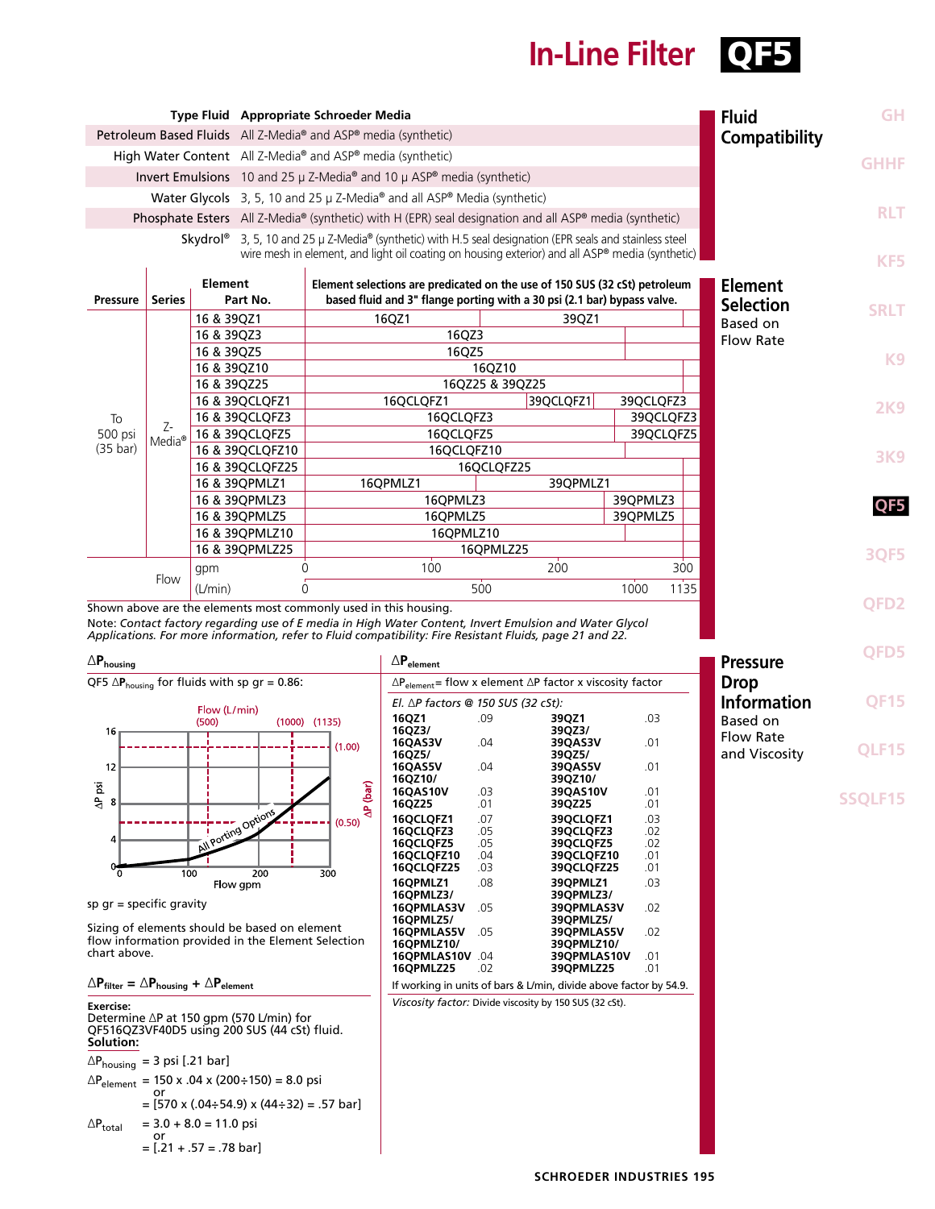# In-Line Filter QF5

## Fluid Compatibility

| Type Fluid | Appropriate Schroeder Media |
|---|---|
| Petroleum Based Fluids | All Z-Media® and ASP® media (synthetic) |
| High Water Content | All Z-Media® and ASP® media (synthetic) |
| Invert Emulsions | 10 and 25 μ Z-Media® and 10 μ ASP® media (synthetic) |
| Water Glycols | 3, 5, 10 and 25 μ Z-Media® and all ASP® Media (synthetic) |
| Phosphate Esters | All Z-Media® (synthetic) with H (EPR) seal designation and all ASP® media (synthetic) |
| Skydrol® | 3, 5, 10 and 25 μ Z-Media® (synthetic) with H.5 seal designation (EPR seals and stainless steel wire mesh in element, and light oil coating on housing exterior) and all ASP® media (synthetic) |

## Element Selection

Based on Flow Rate

Element selections are predicated on the use of 150 SUS (32 cSt) petroleum based fluid and 3" flange porting with a 30 psi (2.1 bar) bypass valve.

| Pressure | Series | Element Part No. | Element selection |
|---|---|---|---|
| To 500 psi (35 bar) | Z-Media® | 16 & 39QZ1 | 16QZ1 / 39QZ1 |
| | | 16 & 39QZ3 | 16QZ3 |
| | | 16 & 39QZ5 | 16QZ5 |
| | | 16 & 39QZ10 | 16QZ10 |
| | | 16 & 39QZ25 | 16QZ25 & 39QZ25 |
| | | 16 & 39QCLQFZ1 | 16QCLQFZ1 / 39QCLQFZ1 / 39QCLQFZ3 |
| | | 16 & 39QCLQFZ3 | 16QCLQFZ3 / 39QCLQFZ3 |
| | | 16 & 39QCLQFZ5 | 16QCLQFZ5 / 39QCLQFZ5 |
| | | 16 & 39QCLQFZ10 | 16QCLQFZ10 |
| | | 16 & 39QCLQFZ25 | 16QCLQFZ25 |
| | | 16 & 39QPMLZ1 | 16QPMLZ1 / 39QPMLZ1 |
| | | 16 & 39QPMLZ3 | 16QPMLZ3 / 39QPMLZ3 |
| | | 16 & 39QPMLZ5 | 16QPMLZ5 / 39QPMLZ5 |
| | | 16 & 39QPMLZ10 | 16QPMLZ10 |
| | | 16 & 39QPMLZ25 | 16QPMLZ25 |

Flow gpm: 0, 100, 200, 300
Flow (L/min): 0, 500, 1000, 1135

Shown above are the elements most commonly used in this housing.

Note: *Contact factory regarding use of E media in High Water Content, Invert Emulsion and Water Glycol Applications. For more information, refer to Fluid compatibility: Fire Resistant Fluids, page 21 and 22.*

## Pressure Drop Information

Based on Flow Rate and Viscosity

### $\Delta P_{housing}$

QF5 $\Delta P_{housing}$ for fluids with sp gr = 0.86:

Flow (L/min)
(500) (1000) (1135)
ΔP psi: 0, 4, 8, 12, 16
ΔP (bar): (0.50), (1.00)
All Porting Options
Flow gpm: 0, 100, 200, 300

sp gr = specific gravity

Sizing of elements should be based on element flow information provided in the Element Selection chart above.

$\Delta P_{filter} = \Delta P_{housing} + \Delta P_{element}$

**Exercise:**
Determine ΔP at 150 gpm (570 L/min) for QF516QZ3VF40D5 using 200 SUS (44 cSt) fluid.

**Solution:**

$\Delta P_{housing}$ = 3 psi [.21 bar]

$\Delta P_{element}$ = 150 x .04 x (200÷150) = 8.0 psi
or
= [570 x (.04÷54.9) x (44÷32) = .57 bar]

$\Delta P_{total}$ = 3.0 + 8.0 = 11.0 psi
or
= [.21 + .57 = .78 bar]

### $\Delta P_{element}$

$\Delta P_{element}$ = flow x element ΔP factor x viscosity factor

*El. ΔP factors @ 150 SUS (32 cSt):*

| | | | |
|---|---|---|---|
| **16QZ1** | .09 | **39QZ1** | .03 |
| **16QZ3/ 16QAS3V** | .04 | **39QZ3/ 39QAS3V** | .01 |
| **16QZ5/ 16QAS5V** | .04 | **39QZ5/ 39QAS5V** | .01 |
| **16QZ10/ 16QAS10V** | .03 | **39QZ10/ 39QAS10V** | .01 |
| **16QZ25** | .01 | **39QZ25** | .01 |
| **16QCLQFZ1** | .07 | **39QCLQFZ1** | .03 |
| **16QCLQFZ3** | .05 | **39QCLQFZ3** | .02 |
| **16QCLQFZ5** | .05 | **39QCLQFZ5** | .02 |
| **16QCLQFZ10** | .04 | **39QCLQFZ10** | .01 |
| **16QCLQFZ25** | .03 | **39QCLQFZ25** | .01 |
| **16QPMLZ1** | .08 | **39QPMLZ1** | .03 |
| **16QPMLZ3/ 16QPMLAS3V** | .05 | **39QPMLZ3/ 39QPMLAS3V** | .02 |
| **16QPMLZ5/ 16QPMLAS5V** | .05 | **39QPMLZ5/ 39QPMLAS5V** | .02 |
| **16QPMLZ10/ 16QPMLAS10V** | .04 | **39QPMLZ10/ 39QPMLAS10V** | .01 |
| **16QPMLZ25** | .02 | **39QPMLZ25** | .01 |

If working in units of bars & L/min, divide above factor by 54.9.

*Viscosity factor:* Divide viscosity by 150 SUS (32 cSt).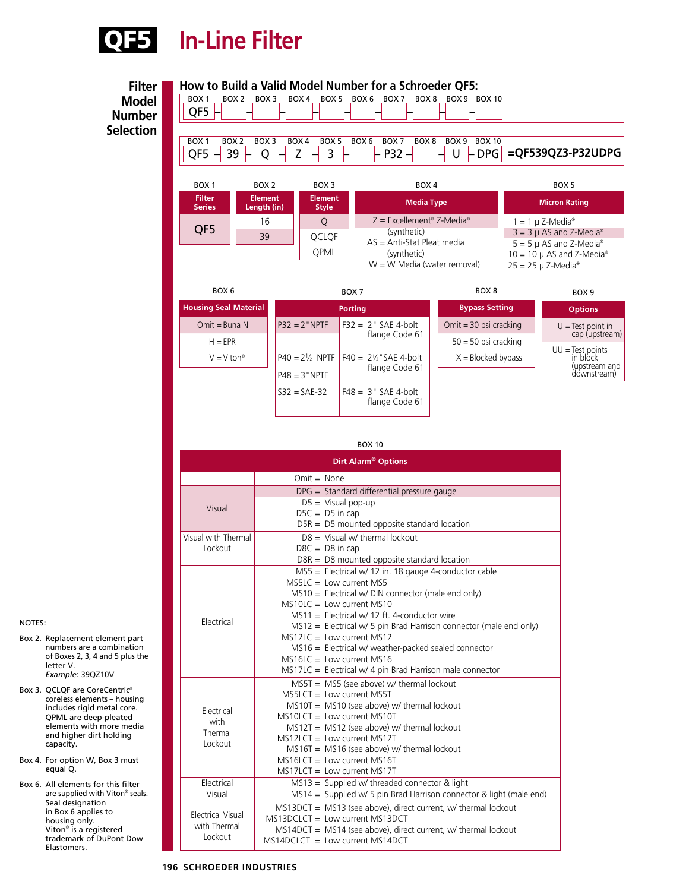# QF5 In-Line Filter

## Filter Model Number Selection

### How to Build a Valid Model Number for a Schroeder QF5:

| BOX 1 | BOX 2 | BOX 3 | BOX 4 | BOX 5 | BOX 6 | BOX 7 | BOX 8 | BOX 9 | BOX 10 |
|---|---|---|---|---|---|---|---|---|---|
| QF5 | | | | | | | | | |

| BOX 1 | BOX 2 | BOX 3 | BOX 4 | BOX 5 | BOX 6 | BOX 7 | BOX 8 | BOX 9 | BOX 10 | |
|---|---|---|---|---|---|---|---|---|---|---|
| QF5 | 39 | Q | Z | 3 | | P32 | | U | DPG | =QF539QZ3-P32UDPG |

**BOX 1**

| Filter Series |
|---|
| QF5 |

**BOX 2**

| Element Length (in) |
|---|
| 16 |
| 39 |

**BOX 3**

| Element Style |
|---|
| Q |
| QCLQF |
| QPML |

**BOX 4**

| Media Type |
|---|
| Z = Excellement® Z-Media® (synthetic) |
| AS = Anti-Stat Pleat media (synthetic) |
| W = W Media (water removal) |

**BOX 5**

| Micron Rating |
|---|
| 1 = 1 µ Z-Media® |
| 3 = 3 µ AS and Z-Media® |
| 5 = 5 µ AS and Z-Media® |
| 10 = 10 µ AS and Z-Media® |
| 25 = 25 µ Z-Media® |

**BOX 6**

| Housing Seal Material |
|---|
| Omit = Buna N |
| H = EPR |
| V = Viton® |

**BOX 7**

| Porting | |
|---|---|
| P32 = 2" NPTF | F32 = 2" SAE 4-bolt flange Code 61 |
| P40 = 2½" NPTF | F40 = 2½" SAE 4-bolt flange Code 61 |
| P48 = 3" NPTF | F48 = 3" SAE 4-bolt flange Code 61 |
| S32 = SAE-32 | |

**BOX 8**

| Bypass Setting |
|---|
| Omit = 30 psi cracking |
| 50 = 50 psi cracking |
| X = Blocked bypass |

**BOX 9**

| Options |
|---|
| U = Test point in cap (upstream) |
| UU = Test points in block (upstream and downstream) |

**BOX 10**

| Dirt Alarm® Options | |
|---|---|
| | Omit = None |
| Visual | DPG = Standard differential pressure gauge<br>D5 = Visual pop-up<br>D5C = D5 in cap<br>D5R = D5 mounted opposite standard location |
| Visual with Thermal Lockout | D8 = Visual w/ thermal lockout<br>D8C = D8 in cap<br>D8R = D8 mounted opposite standard location |
| Electrical | MS5 = Electrical w/ 12 in. 18 gauge 4-conductor cable<br>MS5LC = Low current MS5<br>MS10 = Electrical w/ DIN connector (male end only)<br>MS10LC = Low current MS10<br>MS11 = Electrical w/ 12 ft. 4-conductor wire<br>MS12 = Electrical w/ 5 pin Brad Harrison connector (male end only)<br>MS12LC = Low current MS12<br>MS16 = Electrical w/ weather-packed sealed connector<br>MS16LC = Low current MS16<br>MS17LC = Electrical w/ 4 pin Brad Harrison male connector |
| Electrical with Thermal Lockout | MS5T = MS5 (see above) w/ thermal lockout<br>MS5LCT = Low current MS5T<br>MS10T = MS10 (see above) w/ thermal lockout<br>MS10LCT = Low current MS10T<br>MS12T = MS12 (see above) w/ thermal lockout<br>MS12LCT = Low current MS12T<br>MS16T = MS16 (see above) w/ thermal lockout<br>MS16LCT = Low current MS16T<br>MS17LCT = Low current MS17T |
| Electrical Visual | MS13 = Supplied w/ threaded connector & light<br>MS14 = Supplied w/ 5 pin Brad Harrison connector & light (male end) |
| Electrical Visual with Thermal Lockout | MS13DCT = MS13 (see above), direct current, w/ thermal lockout<br>MS13DCLCT = Low current MS13DCT<br>MS14DCT = MS14 (see above), direct current, w/ thermal lockout<br>MS14DCLCT = Low current MS14DCT |

NOTES:

Box 2. Replacement element part numbers are a combination of Boxes 2, 3, 4 and 5 plus the letter V.
*Example*: 39QZ10V

Box 3. QCLQF are CoreCentric® coreless elements – housing includes rigid metal core. QPML are deep-pleated elements with more media and higher dirt holding capacity.

Box 4. For option W, Box 3 must equal Q.

Box 6. All elements for this filter are supplied with Viton® seals. Seal designation in Box 6 applies to housing only.
Viton® is a registered trademark of DuPont Dow Elastomers.